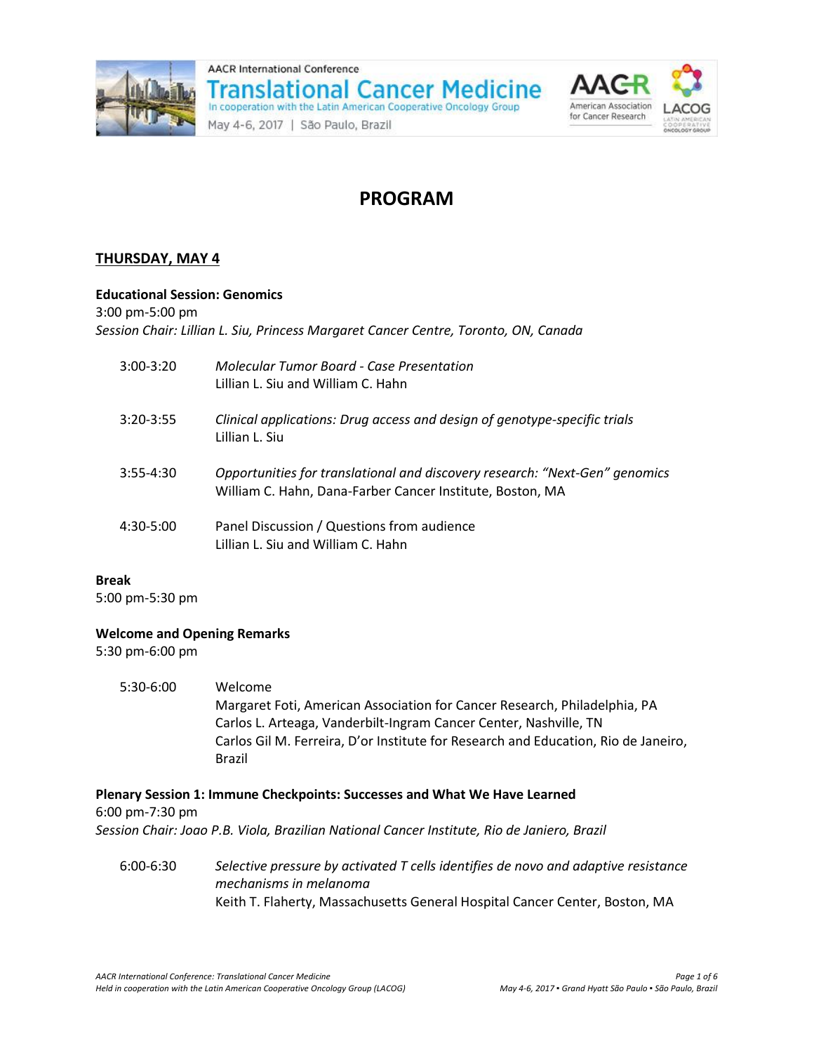# PROGRAM

## THURSDAY, MAY 4

**Educational Session: Genomics**
3:00 pm-5:00 pm
*Session Chair: Lillian L. Siu, Princess Margaret Cancer Centre, Toronto, ON, Canada*

3:00-3:20 *Molecular Tumor Board - Case Presentation*
Lillian L. Siu and William C. Hahn

3:20-3:55 *Clinical applications: Drug access and design of genotype-specific trials*
Lillian L. Siu

3:55-4:30 *Opportunities for translational and discovery research: "Next-Gen" genomics*
William C. Hahn, Dana-Farber Cancer Institute, Boston, MA

4:30-5:00 Panel Discussion / Questions from audience
Lillian L. Siu and William C. Hahn

**Break**
5:00 pm-5:30 pm

**Welcome and Opening Remarks**
5:30 pm-6:00 pm

5:30-6:00 Welcome
Margaret Foti, American Association for Cancer Research, Philadelphia, PA
Carlos L. Arteaga, Vanderbilt-Ingram Cancer Center, Nashville, TN
Carlos Gil M. Ferreira, D'or Institute for Research and Education, Rio de Janeiro, Brazil

**Plenary Session 1: Immune Checkpoints: Successes and What We Have Learned**
6:00 pm-7:30 pm
*Session Chair: Joao P.B. Viola, Brazilian National Cancer Institute, Rio de Janiero, Brazil*

6:00-6:30 *Selective pressure by activated T cells identifies de novo and adaptive resistance mechanisms in melanoma*
Keith T. Flaherty, Massachusetts General Hospital Cancer Center, Boston, MA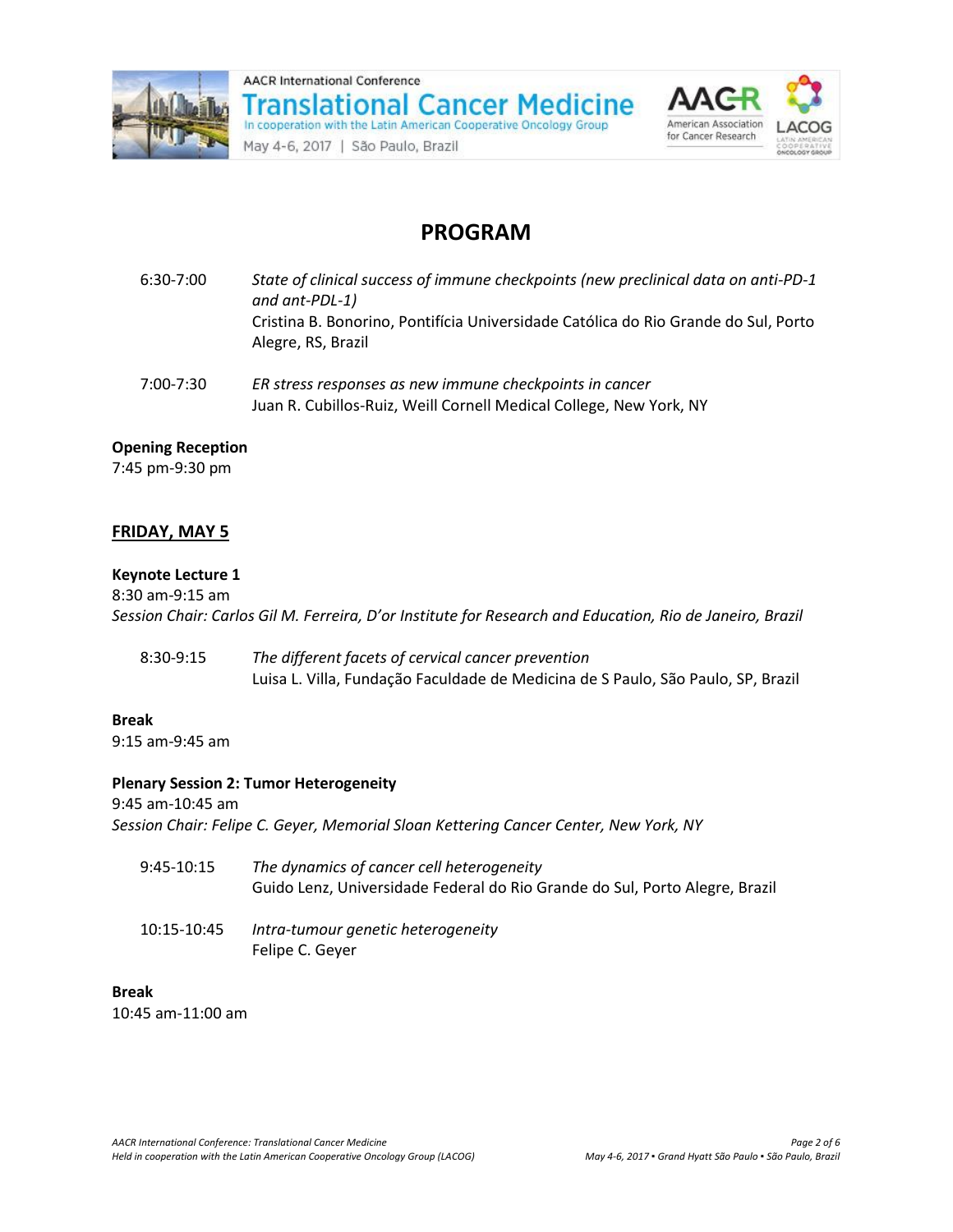# PROGRAM

| | |
|---|---|
| 6:30-7:00 | *State of clinical success of immune checkpoints (new preclinical data on anti-PD-1 and ant-PDL-1)*<br>Cristina B. Bonorino, Pontifícia Universidade Católica do Rio Grande do Sul, Porto Alegre, RS, Brazil |
| 7:00-7:30 | *ER stress responses as new immune checkpoints in cancer*<br>Juan R. Cubillos-Ruiz, Weill Cornell Medical College, New York, NY |

**Opening Reception**
7:45 pm-9:30 pm

## FRIDAY, MAY 5

**Keynote Lecture 1**
8:30 am-9:15 am
*Session Chair: Carlos Gil M. Ferreira, D'or Institute for Research and Education, Rio de Janeiro, Brazil*

| | |
|---|---|
| 8:30-9:15 | *The different facets of cervical cancer prevention*<br>Luisa L. Villa, Fundação Faculdade de Medicina de S Paulo, São Paulo, SP, Brazil |

**Break**
9:15 am-9:45 am

**Plenary Session 2: Tumor Heterogeneity**
9:45 am-10:45 am
*Session Chair: Felipe C. Geyer, Memorial Sloan Kettering Cancer Center, New York, NY*

| | |
|---|---|
| 9:45-10:15 | *The dynamics of cancer cell heterogeneity*<br>Guido Lenz, Universidade Federal do Rio Grande do Sul, Porto Alegre, Brazil |
| 10:15-10:45 | *Intra-tumour genetic heterogeneity*<br>Felipe C. Geyer |

**Break**
10:45 am-11:00 am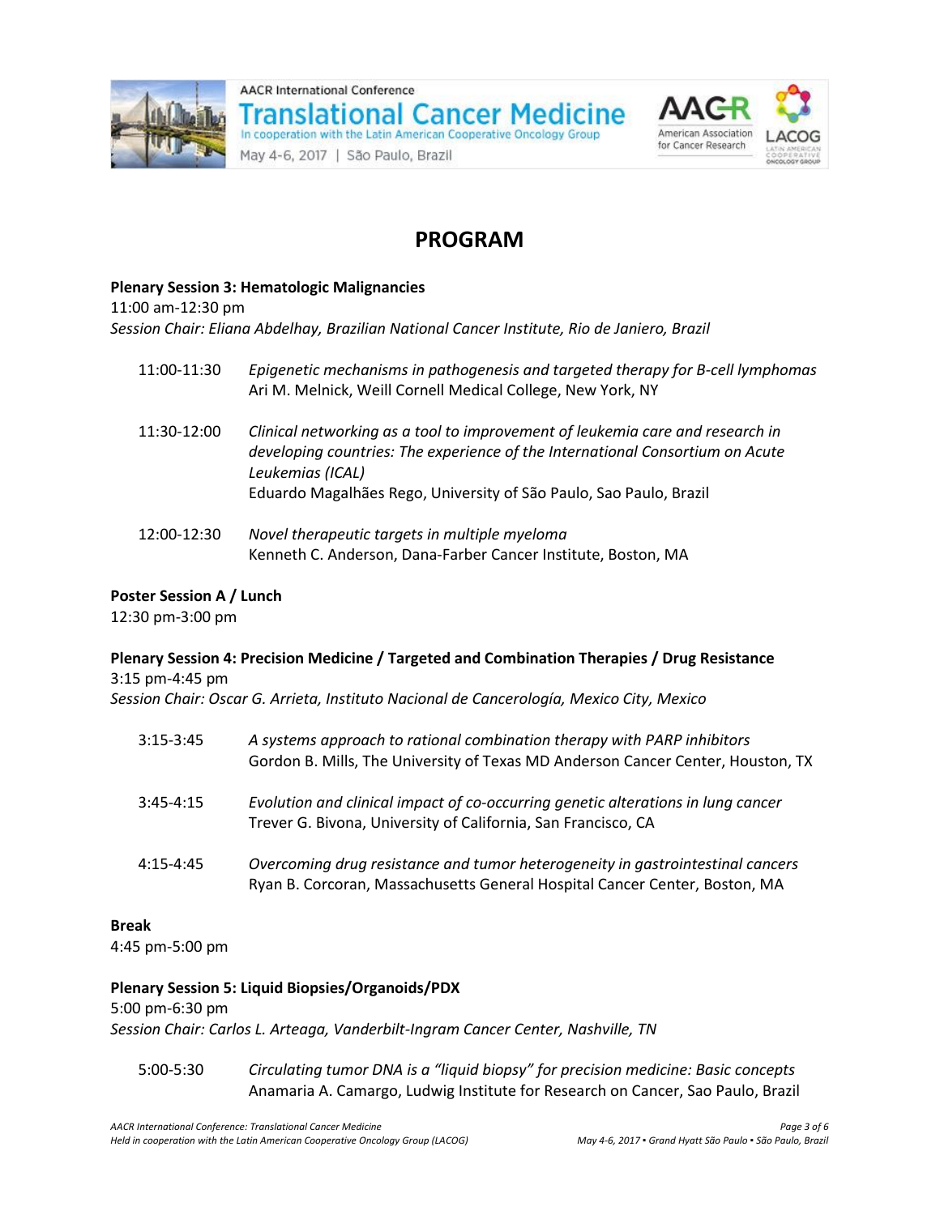# PROGRAM

**Plenary Session 3: Hematologic Malignancies**
11:00 am-12:30 pm
*Session Chair: Eliana Abdelhay, Brazilian National Cancer Institute, Rio de Janiero, Brazil*

| | |
|---|---|
| 11:00-11:30 | *Epigenetic mechanisms in pathogenesis and targeted therapy for B-cell lymphomas* Ari M. Melnick, Weill Cornell Medical College, New York, NY |
| 11:30-12:00 | *Clinical networking as a tool to improvement of leukemia care and research in developing countries: The experience of the International Consortium on Acute Leukemias (ICAL)* Eduardo Magalhães Rego, University of São Paulo, Sao Paulo, Brazil |
| 12:00-12:30 | *Novel therapeutic targets in multiple myeloma* Kenneth C. Anderson, Dana-Farber Cancer Institute, Boston, MA |

**Poster Session A / Lunch**
12:30 pm-3:00 pm

**Plenary Session 4: Precision Medicine / Targeted and Combination Therapies / Drug Resistance**
3:15 pm-4:45 pm
*Session Chair: Oscar G. Arrieta, Instituto Nacional de Cancerología, Mexico City, Mexico*

| | |
|---|---|
| 3:15-3:45 | *A systems approach to rational combination therapy with PARP inhibitors* Gordon B. Mills, The University of Texas MD Anderson Cancer Center, Houston, TX |
| 3:45-4:15 | *Evolution and clinical impact of co-occurring genetic alterations in lung cancer* Trever G. Bivona, University of California, San Francisco, CA |
| 4:15-4:45 | *Overcoming drug resistance and tumor heterogeneity in gastrointestinal cancers* Ryan B. Corcoran, Massachusetts General Hospital Cancer Center, Boston, MA |

**Break**
4:45 pm-5:00 pm

**Plenary Session 5: Liquid Biopsies/Organoids/PDX**
5:00 pm-6:30 pm
*Session Chair: Carlos L. Arteaga, Vanderbilt-Ingram Cancer Center, Nashville, TN*

| | |
|---|---|
| 5:00-5:30 | *Circulating tumor DNA is a "liquid biopsy" for precision medicine: Basic concepts* Anamaria A. Camargo, Ludwig Institute for Research on Cancer, Sao Paulo, Brazil |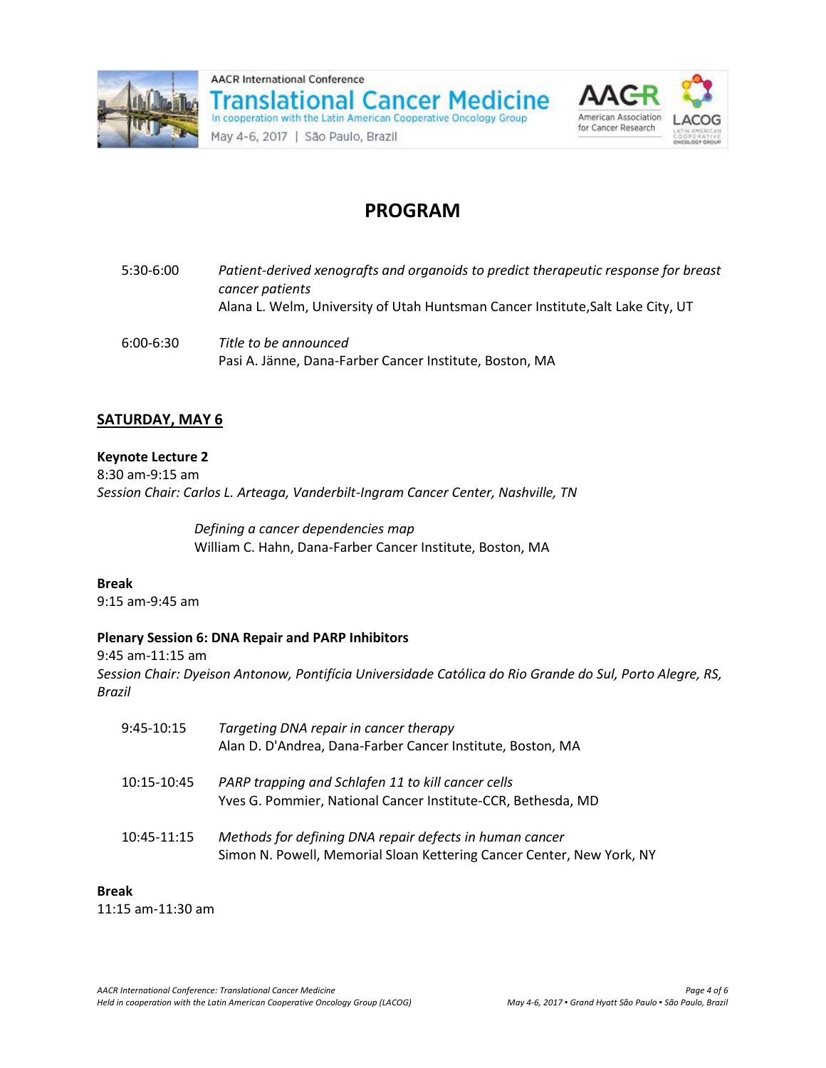# PROGRAM

5:30-6:00 *Patient-derived xenografts and organoids to predict therapeutic response for breast cancer patients*
Alana L. Welm, University of Utah Huntsman Cancer Institute,Salt Lake City, UT

6:00-6:30 *Title to be announced*
Pasi A. Jänne, Dana-Farber Cancer Institute, Boston, MA

## SATURDAY, MAY 6

**Keynote Lecture 2**
8:30 am-9:15 am
*Session Chair: Carlos L. Arteaga, Vanderbilt-Ingram Cancer Center, Nashville, TN*

*Defining a cancer dependencies map*
William C. Hahn, Dana-Farber Cancer Institute, Boston, MA

**Break**
9:15 am-9:45 am

**Plenary Session 6: DNA Repair and PARP Inhibitors**
9:45 am-11:15 am
*Session Chair: Dyeison Antonow, Pontifícia Universidade Católica do Rio Grande do Sul, Porto Alegre, RS, Brazil*

9:45-10:15 *Targeting DNA repair in cancer therapy*
Alan D. D'Andrea, Dana-Farber Cancer Institute, Boston, MA

10:15-10:45 *PARP trapping and Schlafen 11 to kill cancer cells*
Yves G. Pommier, National Cancer Institute-CCR, Bethesda, MD

10:45-11:15 *Methods for defining DNA repair defects in human cancer*
Simon N. Powell, Memorial Sloan Kettering Cancer Center, New York, NY

**Break**
11:15 am-11:30 am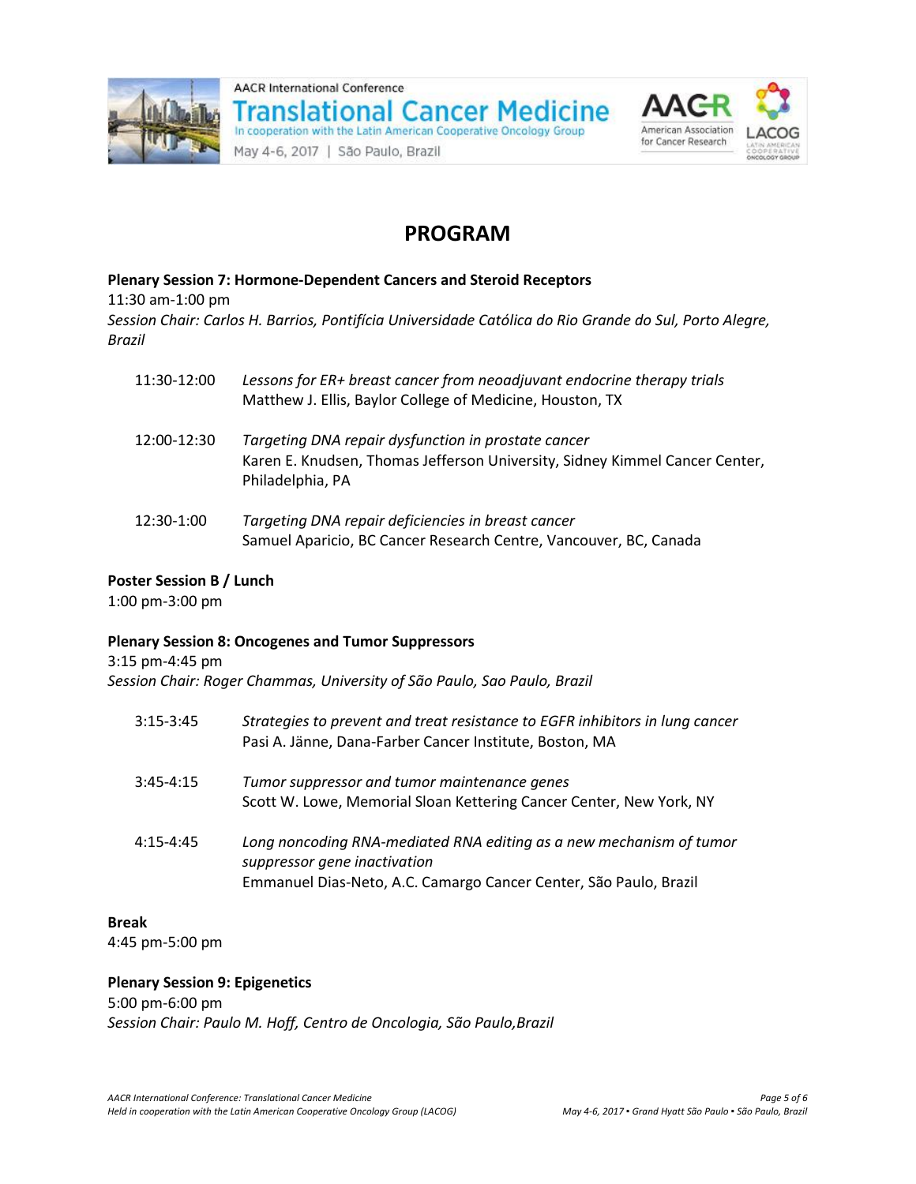# PROGRAM

**Plenary Session 7: Hormone-Dependent Cancers and Steroid Receptors**
11:30 am-1:00 pm
*Session Chair: Carlos H. Barrios, Pontifícia Universidade Católica do Rio Grande do Sul, Porto Alegre, Brazil*

11:30-12:00 *Lessons for ER+ breast cancer from neoadjuvant endocrine therapy trials*
Matthew J. Ellis, Baylor College of Medicine, Houston, TX

12:00-12:30 *Targeting DNA repair dysfunction in prostate cancer*
Karen E. Knudsen, Thomas Jefferson University, Sidney Kimmel Cancer Center, Philadelphia, PA

12:30-1:00 *Targeting DNA repair deficiencies in breast cancer*
Samuel Aparicio, BC Cancer Research Centre, Vancouver, BC, Canada

**Poster Session B / Lunch**
1:00 pm-3:00 pm

**Plenary Session 8: Oncogenes and Tumor Suppressors**
3:15 pm-4:45 pm
*Session Chair: Roger Chammas, University of São Paulo, Sao Paulo, Brazil*

3:15-3:45 *Strategies to prevent and treat resistance to EGFR inhibitors in lung cancer*
Pasi A. Jänne, Dana-Farber Cancer Institute, Boston, MA

3:45-4:15 *Tumor suppressor and tumor maintenance genes*
Scott W. Lowe, Memorial Sloan Kettering Cancer Center, New York, NY

4:15-4:45 *Long noncoding RNA-mediated RNA editing as a new mechanism of tumor suppressor gene inactivation*
Emmanuel Dias-Neto, A.C. Camargo Cancer Center, São Paulo, Brazil

**Break**
4:45 pm-5:00 pm

**Plenary Session 9: Epigenetics**
5:00 pm-6:00 pm
*Session Chair: Paulo M. Hoff, Centro de Oncologia, São Paulo,Brazil*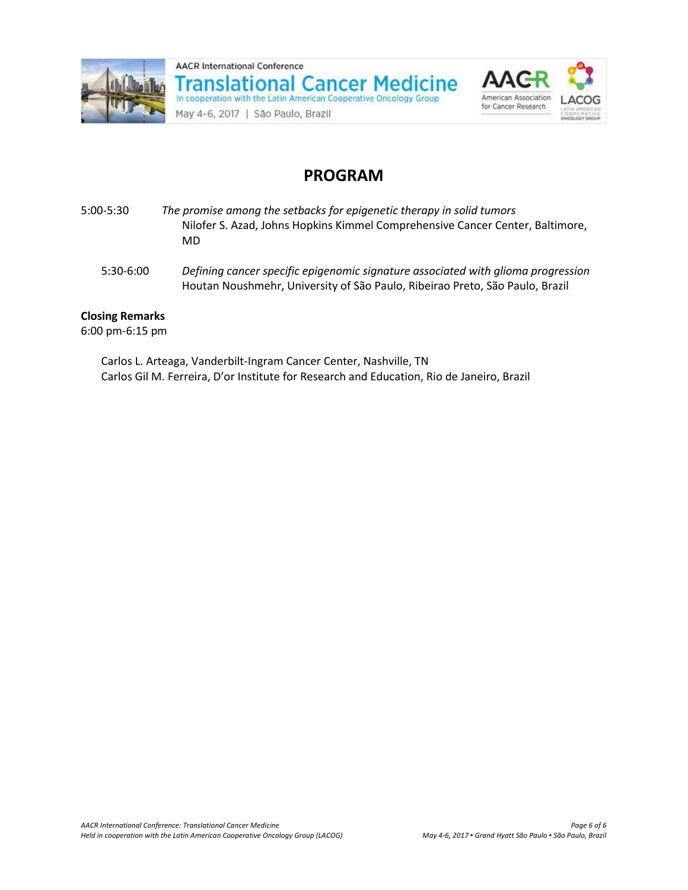## PROGRAM

5:00-5:30 *The promise among the setbacks for epigenetic therapy in solid tumors*
Nilofer S. Azad, Johns Hopkins Kimmel Comprehensive Cancer Center, Baltimore, MD

5:30-6:00 *Defining cancer specific epigenomic signature associated with glioma progression*
Houtan Noushmehr, University of São Paulo, Ribeirao Preto, São Paulo, Brazil

**Closing Remarks**
6:00 pm-6:15 pm

Carlos L. Arteaga, Vanderbilt-Ingram Cancer Center, Nashville, TN
Carlos Gil M. Ferreira, D'or Institute for Research and Education, Rio de Janeiro, Brazil